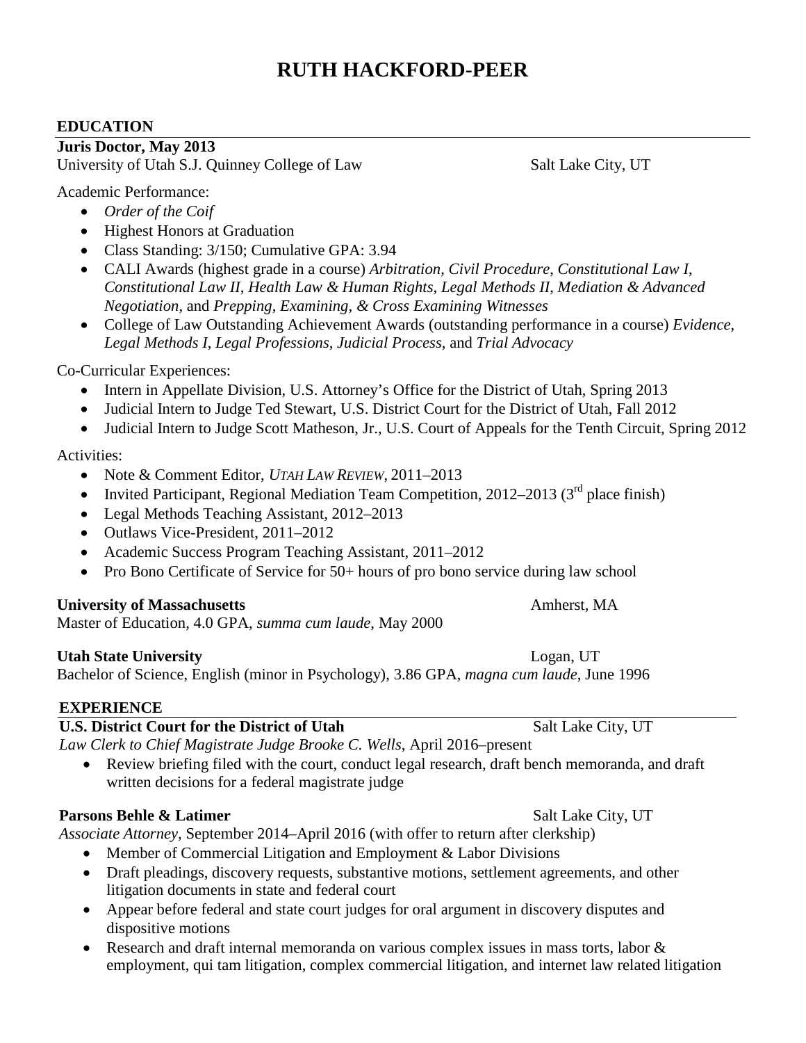# RUTH HACKFORD-PEER

## EDUCATION

**Juris Doctor, May 2013**
University of Utah S.J. Quinney College of Law — Salt Lake City, UT

Academic Performance:

- *Order of the Coif*
- Highest Honors at Graduation
- Class Standing: 3/150; Cumulative GPA: 3.94
- CALI Awards (highest grade in a course) *Arbitration*, *Civil Procedure*, *Constitutional Law I*, *Constitutional Law II*, *Health Law & Human Rights*, *Legal Methods II*, *Mediation & Advanced Negotiation*, and *Prepping, Examining, & Cross Examining Witnesses*
- College of Law Outstanding Achievement Awards (outstanding performance in a course) *Evidence*, *Legal Methods I*, *Legal Professions*, *Judicial Process*, and *Trial Advocacy*

Co-Curricular Experiences:

- Intern in Appellate Division, U.S. Attorney's Office for the District of Utah, Spring 2013
- Judicial Intern to Judge Ted Stewart, U.S. District Court for the District of Utah, Fall 2012
- Judicial Intern to Judge Scott Matheson, Jr., U.S. Court of Appeals for the Tenth Circuit, Spring 2012

Activities:

- Note & Comment Editor, *UTAH LAW REVIEW*, 2011–2013
- Invited Participant, Regional Mediation Team Competition, 2012–2013 (3rd place finish)
- Legal Methods Teaching Assistant, 2012–2013
- Outlaws Vice-President, 2011–2012
- Academic Success Program Teaching Assistant, 2011–2012
- Pro Bono Certificate of Service for 50+ hours of pro bono service during law school

**University of Massachusetts** — Amherst, MA
Master of Education, 4.0 GPA, *summa cum laude*, May 2000

**Utah State University** — Logan, UT
Bachelor of Science, English (minor in Psychology), 3.86 GPA, *magna cum laude*, June 1996

## EXPERIENCE

**U.S. District Court for the District of Utah** — Salt Lake City, UT
*Law Clerk to Chief Magistrate Judge Brooke C. Wells*, April 2016–present

- Review briefing filed with the court, conduct legal research, draft bench memoranda, and draft written decisions for a federal magistrate judge

**Parsons Behle & Latimer** — Salt Lake City, UT
*Associate Attorney*, September 2014–April 2016 (with offer to return after clerkship)

- Member of Commercial Litigation and Employment & Labor Divisions
- Draft pleadings, discovery requests, substantive motions, settlement agreements, and other litigation documents in state and federal court
- Appear before federal and state court judges for oral argument in discovery disputes and dispositive motions
- Research and draft internal memoranda on various complex issues in mass torts, labor & employment, qui tam litigation, complex commercial litigation, and internet law related litigation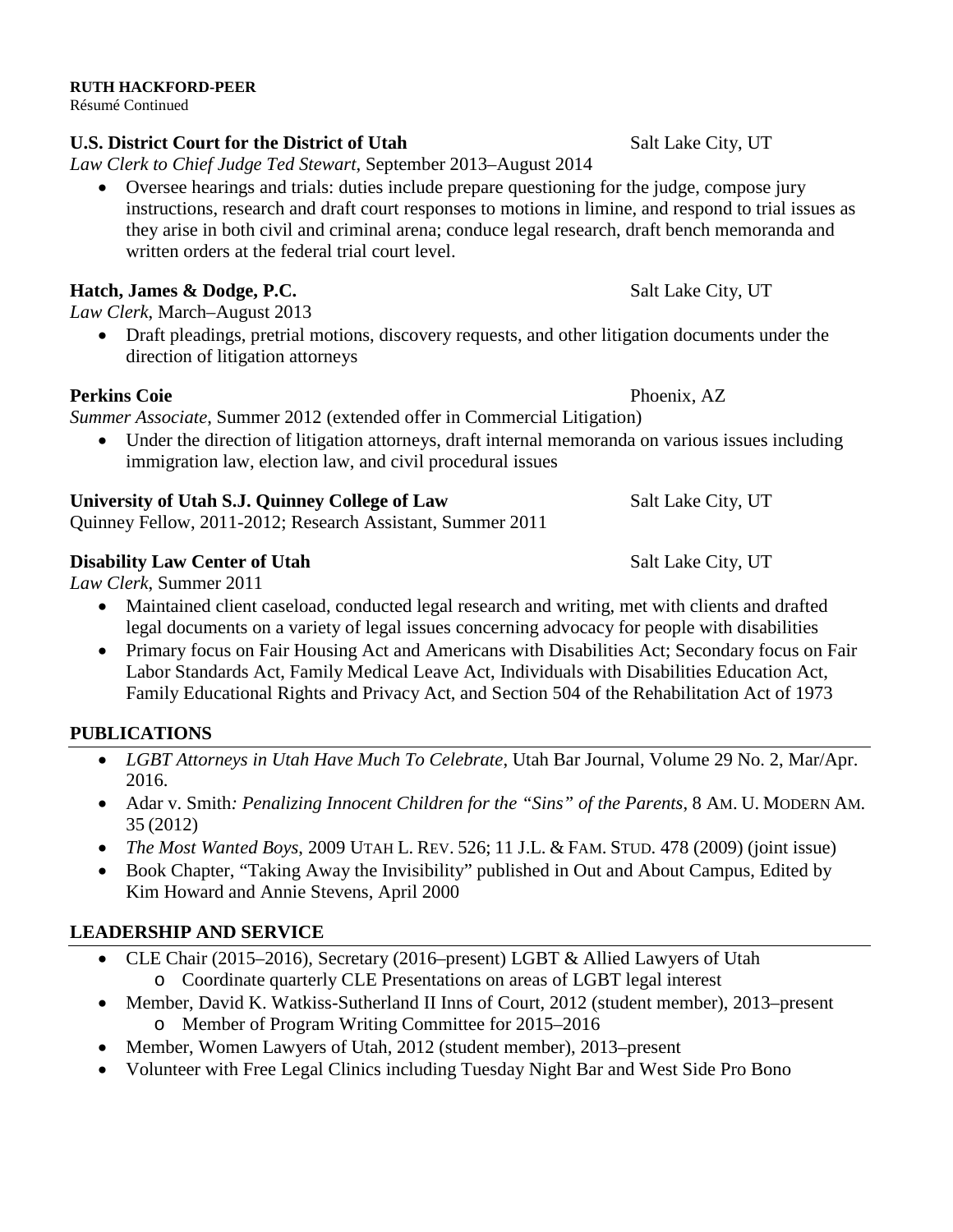**RUTH HACKFORD-PEER**
Résumé Continued

**U.S. District Court for the District of Utah** Salt Lake City, UT
*Law Clerk to Chief Judge Ted Stewart*, September 2013–August 2014

- Oversee hearings and trials: duties include prepare questioning for the judge, compose jury instructions, research and draft court responses to motions in limine, and respond to trial issues as they arise in both civil and criminal arena; conduce legal research, draft bench memoranda and written orders at the federal trial court level.

**Hatch, James & Dodge, P.C.** Salt Lake City, UT
*Law Clerk*, March–August 2013

- Draft pleadings, pretrial motions, discovery requests, and other litigation documents under the direction of litigation attorneys

**Perkins Coie** Phoenix, AZ
*Summer Associate*, Summer 2012 (extended offer in Commercial Litigation)

- Under the direction of litigation attorneys, draft internal memoranda on various issues including immigration law, election law, and civil procedural issues

**University of Utah S.J. Quinney College of Law** Salt Lake City, UT
Quinney Fellow, 2011-2012; Research Assistant, Summer 2011

**Disability Law Center of Utah** Salt Lake City, UT
*Law Clerk*, Summer 2011

- Maintained client caseload, conducted legal research and writing, met with clients and drafted legal documents on a variety of legal issues concerning advocacy for people with disabilities
- Primary focus on Fair Housing Act and Americans with Disabilities Act; Secondary focus on Fair Labor Standards Act, Family Medical Leave Act, Individuals with Disabilities Education Act, Family Educational Rights and Privacy Act, and Section 504 of the Rehabilitation Act of 1973

## PUBLICATIONS

- *LGBT Attorneys in Utah Have Much To Celebrate*, Utah Bar Journal, Volume 29 No. 2, Mar/Apr. 2016.
- Adar v. Smith*: Penalizing Innocent Children for the "Sins" of the Parents*, 8 AM. U. MODERN AM. 35 (2012)
- *The Most Wanted Boys*, 2009 UTAH L. REV. 526; 11 J.L. & FAM. STUD. 478 (2009) (joint issue)
- Book Chapter, "Taking Away the Invisibility" published in Out and About Campus, Edited by Kim Howard and Annie Stevens, April 2000

## LEADERSHIP AND SERVICE

- CLE Chair (2015–2016), Secretary (2016–present) LGBT & Allied Lawyers of Utah
  - Coordinate quarterly CLE Presentations on areas of LGBT legal interest
- Member, David K. Watkiss-Sutherland II Inns of Court, 2012 (student member), 2013–present
  - Member of Program Writing Committee for 2015–2016
- Member, Women Lawyers of Utah, 2012 (student member), 2013–present
- Volunteer with Free Legal Clinics including Tuesday Night Bar and West Side Pro Bono